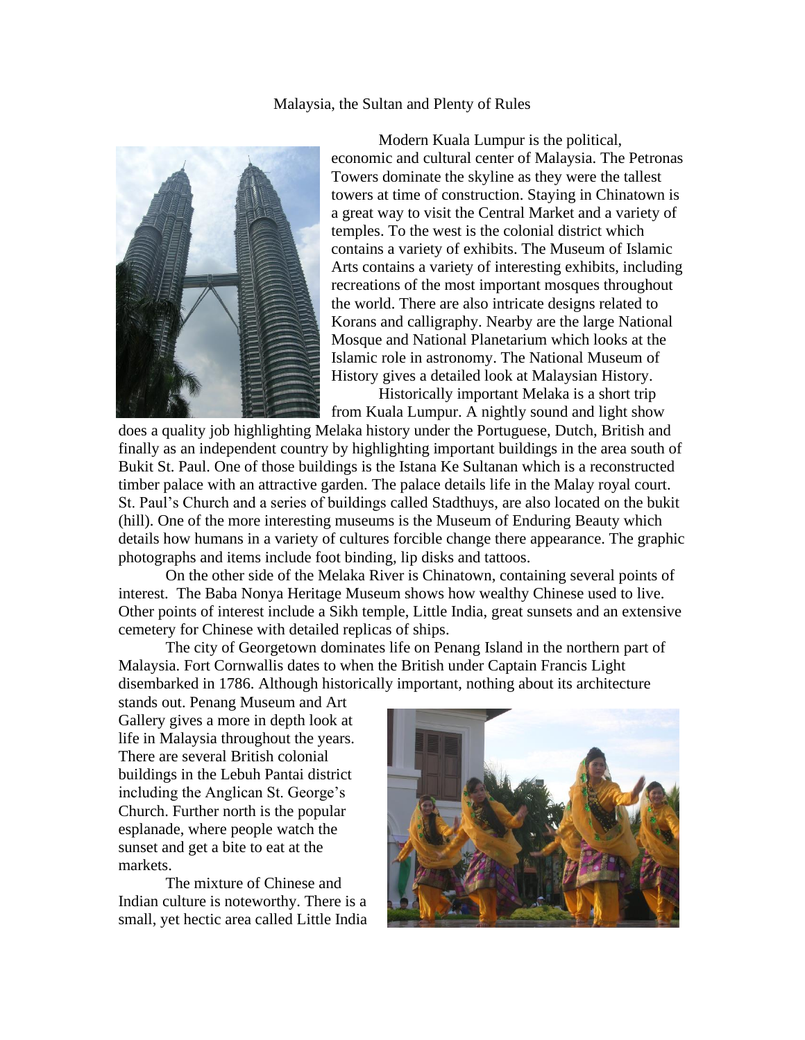# Malaysia, the Sultan and Plenty of Rules

Modern Kuala Lumpur is the political, economic and cultural center of Malaysia. The Petronas Towers dominate the skyline as they were the tallest towers at time of construction. Staying in Chinatown is a great way to visit the Central Market and a variety of temples. To the west is the colonial district which contains a variety of exhibits. The Museum of Islamic Arts contains a variety of interesting exhibits, including recreations of the most important mosques throughout the world. There are also intricate designs related to Korans and calligraphy. Nearby are the large National Mosque and National Planetarium which looks at the Islamic role in astronomy. The National Museum of History gives a detailed look at Malaysian History.

Historically important Melaka is a short trip from Kuala Lumpur. A nightly sound and light show does a quality job highlighting Melaka history under the Portuguese, Dutch, British and finally as an independent country by highlighting important buildings in the area south of Bukit St. Paul. One of those buildings is the Istana Ke Sultanan which is a reconstructed timber palace with an attractive garden. The palace details life in the Malay royal court. St. Paul's Church and a series of buildings called Stadthuys, are also located on the bukit (hill). One of the more interesting museums is the Museum of Enduring Beauty which details how humans in a variety of cultures forcible change there appearance. The graphic photographs and items include foot binding, lip disks and tattoos.

On the other side of the Melaka River is Chinatown, containing several points of interest. The Baba Nonya Heritage Museum shows how wealthy Chinese used to live. Other points of interest include a Sikh temple, Little India, great sunsets and an extensive cemetery for Chinese with detailed replicas of ships.

The city of Georgetown dominates life on Penang Island in the northern part of Malaysia. Fort Cornwallis dates to when the British under Captain Francis Light disembarked in 1786. Although historically important, nothing about its architecture stands out. Penang Museum and Art Gallery gives a more in depth look at life in Malaysia throughout the years. There are several British colonial buildings in the Lebuh Pantai district including the Anglican St. George's Church. Further north is the popular esplanade, where people watch the sunset and get a bite to eat at the markets.

The mixture of Chinese and Indian culture is noteworthy. There is a small, yet hectic area called Little India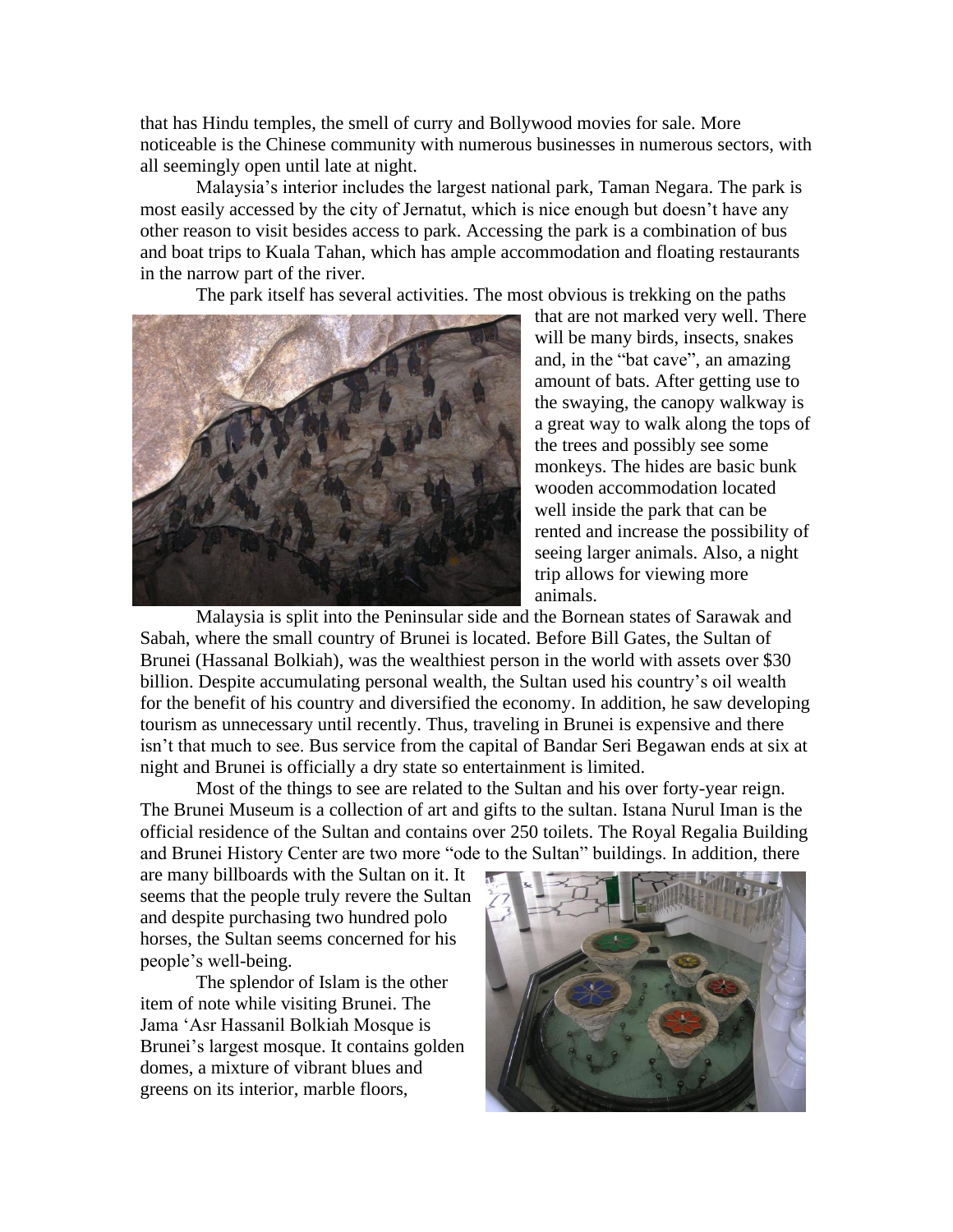that has Hindu temples, the smell of curry and Bollywood movies for sale. More noticeable is the Chinese community with numerous businesses in numerous sectors, with all seemingly open until late at night.

Malaysia's interior includes the largest national park, Taman Negara. The park is most easily accessed by the city of Jernatut, which is nice enough but doesn't have any other reason to visit besides access to park. Accessing the park is a combination of bus and boat trips to Kuala Tahan, which has ample accommodation and floating restaurants in the narrow part of the river.

The park itself has several activities. The most obvious is trekking on the paths that are not marked very well. There will be many birds, insects, snakes and, in the "bat cave", an amazing amount of bats. After getting use to the swaying, the canopy walkway is a great way to walk along the tops of the trees and possibly see some monkeys. The hides are basic bunk wooden accommodation located well inside the park that can be rented and increase the possibility of seeing larger animals. Also, a night trip allows for viewing more animals.

Malaysia is split into the Peninsular side and the Bornean states of Sarawak and Sabah, where the small country of Brunei is located. Before Bill Gates, the Sultan of Brunei (Hassanal Bolkiah), was the wealthiest person in the world with assets over $30 billion. Despite accumulating personal wealth, the Sultan used his country's oil wealth for the benefit of his country and diversified the economy. In addition, he saw developing tourism as unnecessary until recently. Thus, traveling in Brunei is expensive and there isn't that much to see. Bus service from the capital of Bandar Seri Begawan ends at six at night and Brunei is officially a dry state so entertainment is limited.

Most of the things to see are related to the Sultan and his over forty-year reign. The Brunei Museum is a collection of art and gifts to the sultan. Istana Nurul Iman is the official residence of the Sultan and contains over 250 toilets. The Royal Regalia Building and Brunei History Center are two more "ode to the Sultan" buildings. In addition, there are many billboards with the Sultan on it. It seems that the people truly revere the Sultan and despite purchasing two hundred polo horses, the Sultan seems concerned for his people's well-being.

The splendor of Islam is the other item of note while visiting Brunei. The Jama 'Asr Hassanil Bolkiah Mosque is Brunei's largest mosque. It contains golden domes, a mixture of vibrant blues and greens on its interior, marble floors,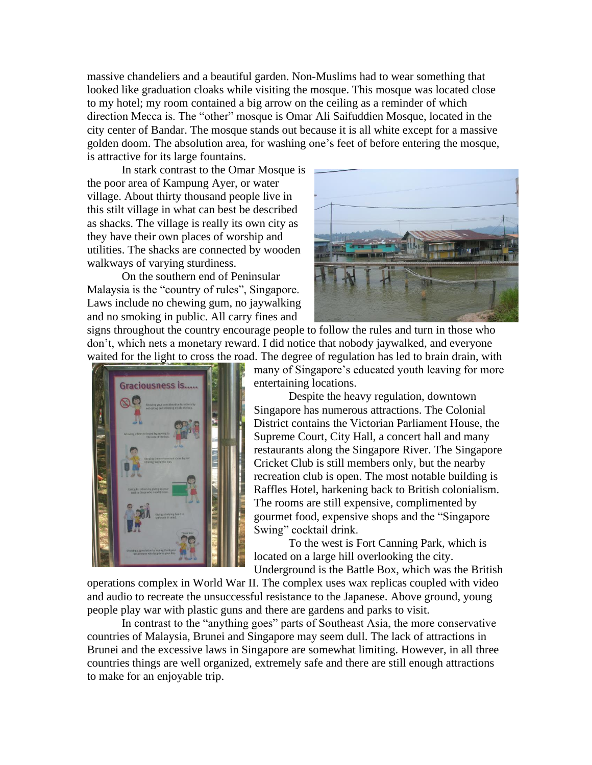massive chandeliers and a beautiful garden. Non-Muslims had to wear something that looked like graduation cloaks while visiting the mosque. This mosque was located close to my hotel; my room contained a big arrow on the ceiling as a reminder of which direction Mecca is. The "other" mosque is Omar Ali Saifuddien Mosque, located in the city center of Bandar. The mosque stands out because it is all white except for a massive golden doom. The absolution area, for washing one's feet of before entering the mosque, is attractive for its large fountains.

In stark contrast to the Omar Mosque is the poor area of Kampung Ayer, or water village. About thirty thousand people live in this stilt village in what can best be described as shacks. The village is really its own city as they have their own places of worship and utilities. The shacks are connected by wooden walkways of varying sturdiness.

On the southern end of Peninsular Malaysia is the "country of rules", Singapore. Laws include no chewing gum, no jaywalking and no smoking in public. All carry fines and signs throughout the country encourage people to follow the rules and turn in those who don't, which nets a monetary reward. I did notice that nobody jaywalked, and everyone waited for the light to cross the road. The degree of regulation has led to brain drain, with many of Singapore's educated youth leaving for more entertaining locations.

Despite the heavy regulation, downtown Singapore has numerous attractions. The Colonial District contains the Victorian Parliament House, the Supreme Court, City Hall, a concert hall and many restaurants along the Singapore River. The Singapore Cricket Club is still members only, but the nearby recreation club is open. The most notable building is Raffles Hotel, harkening back to British colonialism. The rooms are still expensive, complimented by gourmet food, expensive shops and the "Singapore Swing" cocktail drink.

To the west is Fort Canning Park, which is located on a large hill overlooking the city. Underground is the Battle Box, which was the British operations complex in World War II. The complex uses wax replicas coupled with video and audio to recreate the unsuccessful resistance to the Japanese. Above ground, young people play war with plastic guns and there are gardens and parks to visit.

In contrast to the "anything goes" parts of Southeast Asia, the more conservative countries of Malaysia, Brunei and Singapore may seem dull. The lack of attractions in Brunei and the excessive laws in Singapore are somewhat limiting. However, in all three countries things are well organized, extremely safe and there are still enough attractions to make for an enjoyable trip.